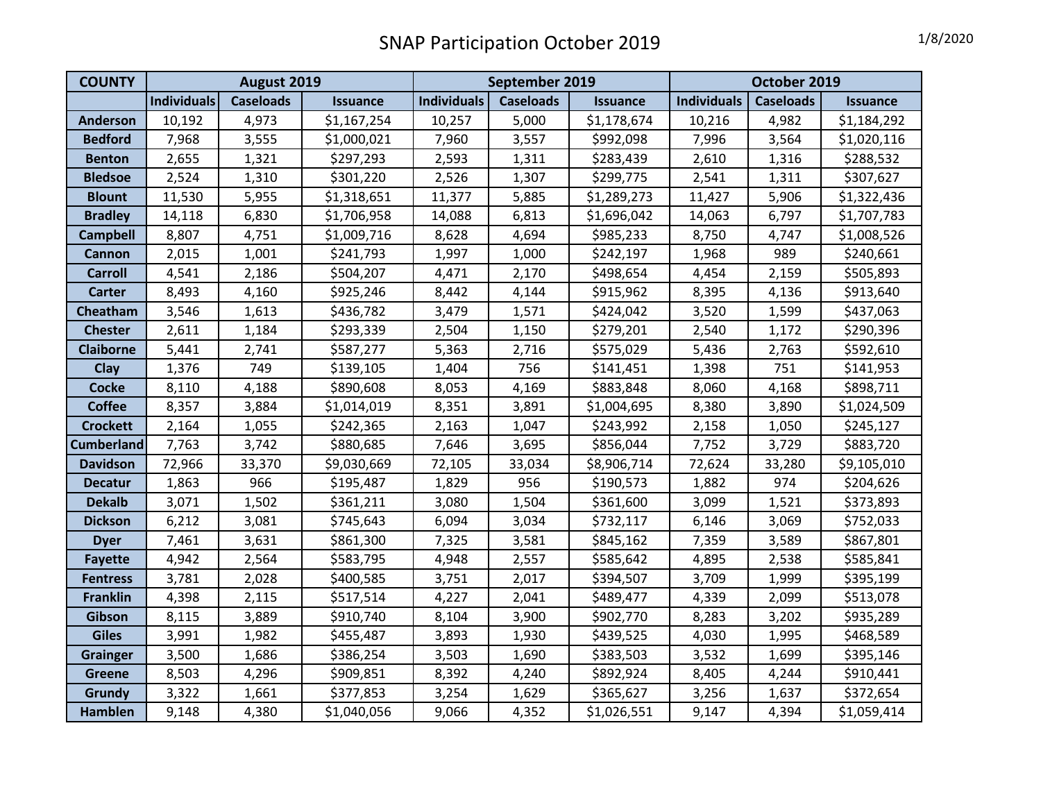# SNAP Participation October 2019

1/8/2020

| COUNTY | August 2019 | | | September 2019 | | | October 2019 | | |
|---|---|---|---|---|---|---|---|---|---|
| | Individuals | Caseloads | Issuance | Individuals | Caseloads | Issuance | Individuals | Caseloads | Issuance |
| Anderson | 10,192 | 4,973 | $1,167,254 | 10,257 | 5,000 | $1,178,674 | 10,216 | 4,982 | $1,184,292 |
| Bedford | 7,968 | 3,555 | $1,000,021 | 7,960 | 3,557 | $992,098 | 7,996 | 3,564 | $1,020,116 |
| Benton | 2,655 | 1,321 | $297,293 | 2,593 | 1,311 | $283,439 | 2,610 | 1,316 | $288,532 |
| Bledsoe | 2,524 | 1,310 | $301,220 | 2,526 | 1,307 | $299,775 | 2,541 | 1,311 | $307,627 |
| Blount | 11,530 | 5,955 | $1,318,651 | 11,377 | 5,885 | $1,289,273 | 11,427 | 5,906 | $1,322,436 |
| Bradley | 14,118 | 6,830 | $1,706,958 | 14,088 | 6,813 | $1,696,042 | 14,063 | 6,797 | $1,707,783 |
| Campbell | 8,807 | 4,751 | $1,009,716 | 8,628 | 4,694 | $985,233 | 8,750 | 4,747 | $1,008,526 |
| Cannon | 2,015 | 1,001 | $241,793 | 1,997 | 1,000 | $242,197 | 1,968 | 989 | $240,661 |
| Carroll | 4,541 | 2,186 | $504,207 | 4,471 | 2,170 | $498,654 | 4,454 | 2,159 | $505,893 |
| Carter | 8,493 | 4,160 | $925,246 | 8,442 | 4,144 | $915,962 | 8,395 | 4,136 | $913,640 |
| Cheatham | 3,546 | 1,613 | $436,782 | 3,479 | 1,571 | $424,042 | 3,520 | 1,599 | $437,063 |
| Chester | 2,611 | 1,184 | $293,339 | 2,504 | 1,150 | $279,201 | 2,540 | 1,172 | $290,396 |
| Claiborne | 5,441 | 2,741 | $587,277 | 5,363 | 2,716 | $575,029 | 5,436 | 2,763 | $592,610 |
| Clay | 1,376 | 749 | $139,105 | 1,404 | 756 | $141,451 | 1,398 | 751 | $141,953 |
| Cocke | 8,110 | 4,188 | $890,608 | 8,053 | 4,169 | $883,848 | 8,060 | 4,168 | $898,711 |
| Coffee | 8,357 | 3,884 | $1,014,019 | 8,351 | 3,891 | $1,004,695 | 8,380 | 3,890 | $1,024,509 |
| Crockett | 2,164 | 1,055 | $242,365 | 2,163 | 1,047 | $243,992 | 2,158 | 1,050 | $245,127 |
| Cumberland | 7,763 | 3,742 | $880,685 | 7,646 | 3,695 | $856,044 | 7,752 | 3,729 | $883,720 |
| Davidson | 72,966 | 33,370 | $9,030,669 | 72,105 | 33,034 | $8,906,714 | 72,624 | 33,280 | $9,105,010 |
| Decatur | 1,863 | 966 | $195,487 | 1,829 | 956 | $190,573 | 1,882 | 974 | $204,626 |
| Dekalb | 3,071 | 1,502 | $361,211 | 3,080 | 1,504 | $361,600 | 3,099 | 1,521 | $373,893 |
| Dickson | 6,212 | 3,081 | $745,643 | 6,094 | 3,034 | $732,117 | 6,146 | 3,069 | $752,033 |
| Dyer | 7,461 | 3,631 | $861,300 | 7,325 | 3,581 | $845,162 | 7,359 | 3,589 | $867,801 |
| Fayette | 4,942 | 2,564 | $583,795 | 4,948 | 2,557 | $585,642 | 4,895 | 2,538 | $585,841 |
| Fentress | 3,781 | 2,028 | $400,585 | 3,751 | 2,017 | $394,507 | 3,709 | 1,999 | $395,199 |
| Franklin | 4,398 | 2,115 | $517,514 | 4,227 | 2,041 | $489,477 | 4,339 | 2,099 | $513,078 |
| Gibson | 8,115 | 3,889 | $910,740 | 8,104 | 3,900 | $902,770 | 8,283 | 3,202 | $935,289 |
| Giles | 3,991 | 1,982 | $455,487 | 3,893 | 1,930 | $439,525 | 4,030 | 1,995 | $468,589 |
| Grainger | 3,500 | 1,686 | $386,254 | 3,503 | 1,690 | $383,503 | 3,532 | 1,699 | $395,146 |
| Greene | 8,503 | 4,296 | $909,851 | 8,392 | 4,240 | $892,924 | 8,405 | 4,244 | $910,441 |
| Grundy | 3,322 | 1,661 | $377,853 | 3,254 | 1,629 | $365,627 | 3,256 | 1,637 | $372,654 |
| Hamblen | 9,148 | 4,380 | $1,040,056 | 9,066 | 4,352 | $1,026,551 | 9,147 | 4,394 | $1,059,414 |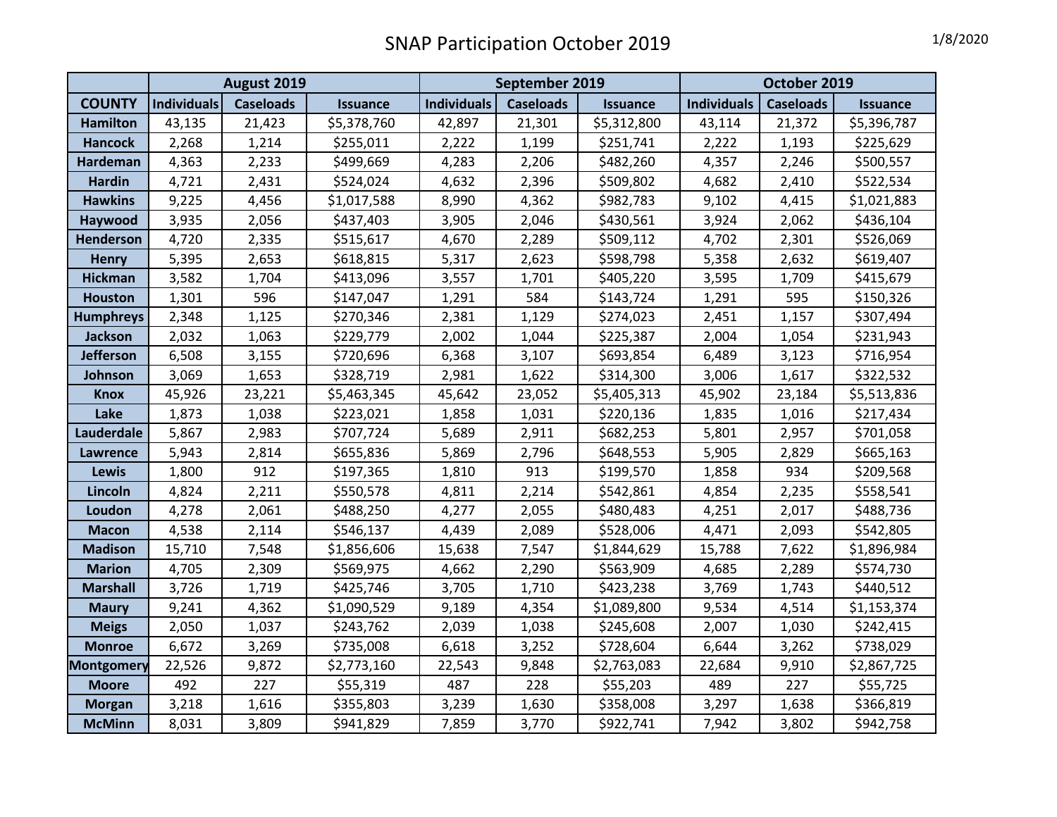# SNAP Participation October 2019

1/8/2020

| | August 2019 | | | September 2019 | | | October 2019 | | |
|---|---|---|---|---|---|---|---|---|---|
| **COUNTY** | **Individuals** | **Caseloads** | **Issuance** | **Individuals** | **Caseloads** | **Issuance** | **Individuals** | **Caseloads** | **Issuance** |
| **Hamilton** | 43,135 | 21,423 | $5,378,760 | 42,897 | 21,301 | $5,312,800 | 43,114 | 21,372 | $5,396,787 |
| **Hancock** | 2,268 | 1,214 | $255,011 | 2,222 | 1,199 | $251,741 | 2,222 | 1,193 | $225,629 |
| **Hardeman** | 4,363 | 2,233 | $499,669 | 4,283 | 2,206 | $482,260 | 4,357 | 2,246 | $500,557 |
| **Hardin** | 4,721 | 2,431 | $524,024 | 4,632 | 2,396 | $509,802 | 4,682 | 2,410 | $522,534 |
| **Hawkins** | 9,225 | 4,456 | $1,017,588 | 8,990 | 4,362 | $982,783 | 9,102 | 4,415 | $1,021,883 |
| **Haywood** | 3,935 | 2,056 | $437,403 | 3,905 | 2,046 | $430,561 | 3,924 | 2,062 | $436,104 |
| **Henderson** | 4,720 | 2,335 | $515,617 | 4,670 | 2,289 | $509,112 | 4,702 | 2,301 | $526,069 |
| **Henry** | 5,395 | 2,653 | $618,815 | 5,317 | 2,623 | $598,798 | 5,358 | 2,632 | $619,407 |
| **Hickman** | 3,582 | 1,704 | $413,096 | 3,557 | 1,701 | $405,220 | 3,595 | 1,709 | $415,679 |
| **Houston** | 1,301 | 596 | $147,047 | 1,291 | 584 | $143,724 | 1,291 | 595 | $150,326 |
| **Humphreys** | 2,348 | 1,125 | $270,346 | 2,381 | 1,129 | $274,023 | 2,451 | 1,157 | $307,494 |
| **Jackson** | 2,032 | 1,063 | $229,779 | 2,002 | 1,044 | $225,387 | 2,004 | 1,054 | $231,943 |
| **Jefferson** | 6,508 | 3,155 | $720,696 | 6,368 | 3,107 | $693,854 | 6,489 | 3,123 | $716,954 |
| **Johnson** | 3,069 | 1,653 | $328,719 | 2,981 | 1,622 | $314,300 | 3,006 | 1,617 | $322,532 |
| **Knox** | 45,926 | 23,221 | $5,463,345 | 45,642 | 23,052 | $5,405,313 | 45,902 | 23,184 | $5,513,836 |
| **Lake** | 1,873 | 1,038 | $223,021 | 1,858 | 1,031 | $220,136 | 1,835 | 1,016 | $217,434 |
| **Lauderdale** | 5,867 | 2,983 | $707,724 | 5,689 | 2,911 | $682,253 | 5,801 | 2,957 | $701,058 |
| **Lawrence** | 5,943 | 2,814 | $655,836 | 5,869 | 2,796 | $648,553 | 5,905 | 2,829 | $665,163 |
| **Lewis** | 1,800 | 912 | $197,365 | 1,810 | 913 | $199,570 | 1,858 | 934 | $209,568 |
| **Lincoln** | 4,824 | 2,211 | $550,578 | 4,811 | 2,214 | $542,861 | 4,854 | 2,235 | $558,541 |
| **Loudon** | 4,278 | 2,061 | $488,250 | 4,277 | 2,055 | $480,483 | 4,251 | 2,017 | $488,736 |
| **Macon** | 4,538 | 2,114 | $546,137 | 4,439 | 2,089 | $528,006 | 4,471 | 2,093 | $542,805 |
| **Madison** | 15,710 | 7,548 | $1,856,606 | 15,638 | 7,547 | $1,844,629 | 15,788 | 7,622 | $1,896,984 |
| **Marion** | 4,705 | 2,309 | $569,975 | 4,662 | 2,290 | $563,909 | 4,685 | 2,289 | $574,730 |
| **Marshall** | 3,726 | 1,719 | $425,746 | 3,705 | 1,710 | $423,238 | 3,769 | 1,743 | $440,512 |
| **Maury** | 9,241 | 4,362 | $1,090,529 | 9,189 | 4,354 | $1,089,800 | 9,534 | 4,514 | $1,153,374 |
| **Meigs** | 2,050 | 1,037 | $243,762 | 2,039 | 1,038 | $245,608 | 2,007 | 1,030 | $242,415 |
| **Monroe** | 6,672 | 3,269 | $735,008 | 6,618 | 3,252 | $728,604 | 6,644 | 3,262 | $738,029 |
| **Montgomery** | 22,526 | 9,872 | $2,773,160 | 22,543 | 9,848 | $2,763,083 | 22,684 | 9,910 | $2,867,725 |
| **Moore** | 492 | 227 | $55,319 | 487 | 228 | $55,203 | 489 | 227 | $55,725 |
| **Morgan** | 3,218 | 1,616 | $355,803 | 3,239 | 1,630 | $358,008 | 3,297 | 1,638 | $366,819 |
| **McMinn** | 8,031 | 3,809 | $941,829 | 7,859 | 3,770 | $922,741 | 7,942 | 3,802 | $942,758 |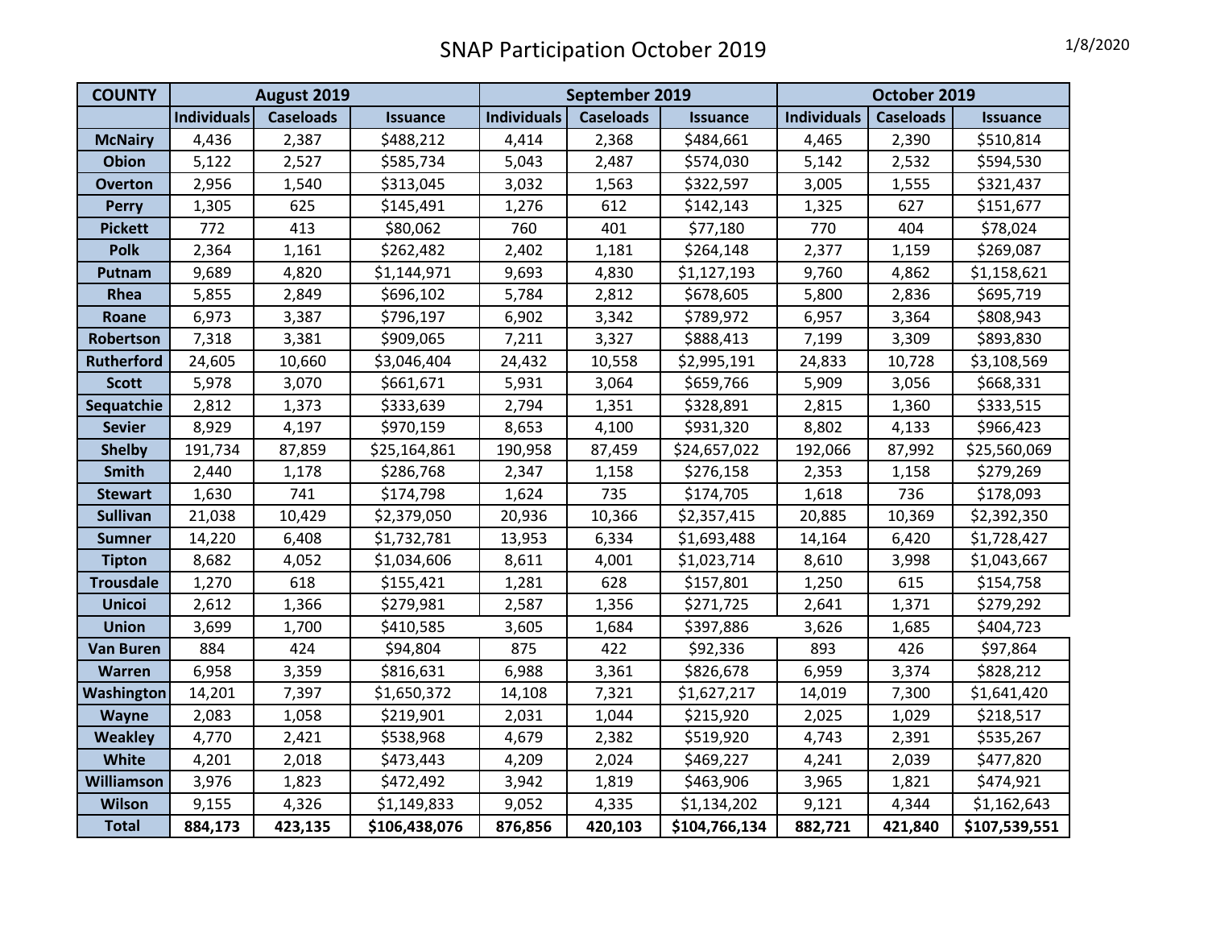# SNAP Participation October 2019

1/8/2020

| COUNTY | August 2019 | | | September 2019 | | | October 2019 | | |
|---|---|---|---|---|---|---|---|---|---|
| | Individuals | Caseloads | Issuance | Individuals | Caseloads | Issuance | Individuals | Caseloads | Issuance |
| McNairy | 4,436 | 2,387 | $488,212 | 4,414 | 2,368 | $484,661 | 4,465 | 2,390 | $510,814 |
| Obion | 5,122 | 2,527 | $585,734 | 5,043 | 2,487 | $574,030 | 5,142 | 2,532 | $594,530 |
| Overton | 2,956 | 1,540 | $313,045 | 3,032 | 1,563 | $322,597 | 3,005 | 1,555 | $321,437 |
| Perry | 1,305 | 625 | $145,491 | 1,276 | 612 | $142,143 | 1,325 | 627 | $151,677 |
| Pickett | 772 | 413 | $80,062 | 760 | 401 | $77,180 | 770 | 404 | $78,024 |
| Polk | 2,364 | 1,161 | $262,482 | 2,402 | 1,181 | $264,148 | 2,377 | 1,159 | $269,087 |
| Putnam | 9,689 | 4,820 | $1,144,971 | 9,693 | 4,830 | $1,127,193 | 9,760 | 4,862 | $1,158,621 |
| Rhea | 5,855 | 2,849 | $696,102 | 5,784 | 2,812 | $678,605 | 5,800 | 2,836 | $695,719 |
| Roane | 6,973 | 3,387 | $796,197 | 6,902 | 3,342 | $789,972 | 6,957 | 3,364 | $808,943 |
| Robertson | 7,318 | 3,381 | $909,065 | 7,211 | 3,327 | $888,413 | 7,199 | 3,309 | $893,830 |
| Rutherford | 24,605 | 10,660 | $3,046,404 | 24,432 | 10,558 | $2,995,191 | 24,833 | 10,728 | $3,108,569 |
| Scott | 5,978 | 3,070 | $661,671 | 5,931 | 3,064 | $659,766 | 5,909 | 3,056 | $668,331 |
| Sequatchie | 2,812 | 1,373 | $333,639 | 2,794 | 1,351 | $328,891 | 2,815 | 1,360 | $333,515 |
| Sevier | 8,929 | 4,197 | $970,159 | 8,653 | 4,100 | $931,320 | 8,802 | 4,133 | $966,423 |
| Shelby | 191,734 | 87,859 | $25,164,861 | 190,958 | 87,459 | $24,657,022 | 192,066 | 87,992 | $25,560,069 |
| Smith | 2,440 | 1,178 | $286,768 | 2,347 | 1,158 | $276,158 | 2,353 | 1,158 | $279,269 |
| Stewart | 1,630 | 741 | $174,798 | 1,624 | 735 | $174,705 | 1,618 | 736 | $178,093 |
| Sullivan | 21,038 | 10,429 | $2,379,050 | 20,936 | 10,366 | $2,357,415 | 20,885 | 10,369 | $2,392,350 |
| Sumner | 14,220 | 6,408 | $1,732,781 | 13,953 | 6,334 | $1,693,488 | 14,164 | 6,420 | $1,728,427 |
| Tipton | 8,682 | 4,052 | $1,034,606 | 8,611 | 4,001 | $1,023,714 | 8,610 | 3,998 | $1,043,667 |
| Trousdale | 1,270 | 618 | $155,421 | 1,281 | 628 | $157,801 | 1,250 | 615 | $154,758 |
| Unicoi | 2,612 | 1,366 | $279,981 | 2,587 | 1,356 | $271,725 | 2,641 | 1,371 | $279,292 |
| Union | 3,699 | 1,700 | $410,585 | 3,605 | 1,684 | $397,886 | 3,626 | 1,685 | $404,723 |
| Van Buren | 884 | 424 | $94,804 | 875 | 422 | $92,336 | 893 | 426 | $97,864 |
| Warren | 6,958 | 3,359 | $816,631 | 6,988 | 3,361 | $826,678 | 6,959 | 3,374 | $828,212 |
| Washington | 14,201 | 7,397 | $1,650,372 | 14,108 | 7,321 | $1,627,217 | 14,019 | 7,300 | $1,641,420 |
| Wayne | 2,083 | 1,058 | $219,901 | 2,031 | 1,044 | $215,920 | 2,025 | 1,029 | $218,517 |
| Weakley | 4,770 | 2,421 | $538,968 | 4,679 | 2,382 | $519,920 | 4,743 | 2,391 | $535,267 |
| White | 4,201 | 2,018 | $473,443 | 4,209 | 2,024 | $469,227 | 4,241 | 2,039 | $477,820 |
| Williamson | 3,976 | 1,823 | $472,492 | 3,942 | 1,819 | $463,906 | 3,965 | 1,821 | $474,921 |
| Wilson | 9,155 | 4,326 | $1,149,833 | 9,052 | 4,335 | $1,134,202 | 9,121 | 4,344 | $1,162,643 |
| **Total** | **884,173** | **423,135** | **$106,438,076** | **876,856** | **420,103** | **$104,766,134** | **882,721** | **421,840** | **$107,539,551** |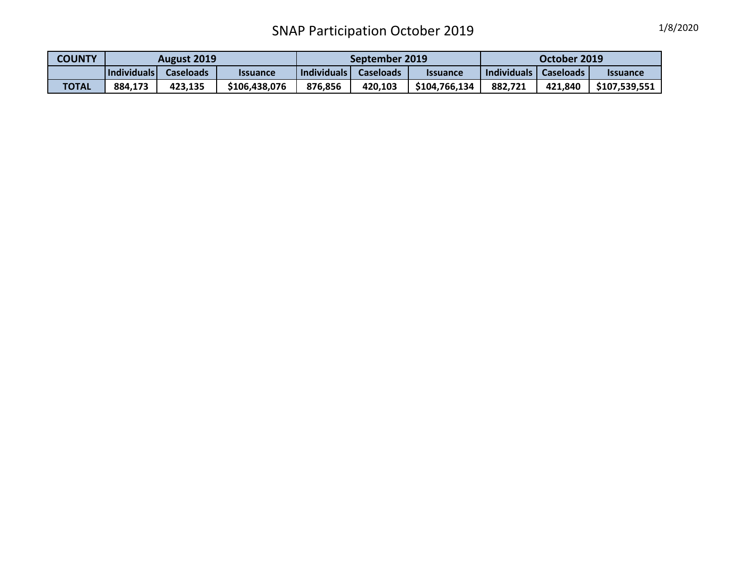# SNAP Participation October 2019

1/8/2020

| COUNTY | August 2019 | | | September 2019 | | | October 2019 | | |
|---|---|---|---|---|---|---|---|---|---|
| | Individuals | Caseloads | Issuance | Individuals | Caseloads | Issuance | Individuals | Caseloads | Issuance |
| **TOTAL** | **884,173** | **423,135** | **$106,438,076** | **876,856** | **420,103** | **$104,766,134** | **882,721** | **421,840** | **$107,539,551** |